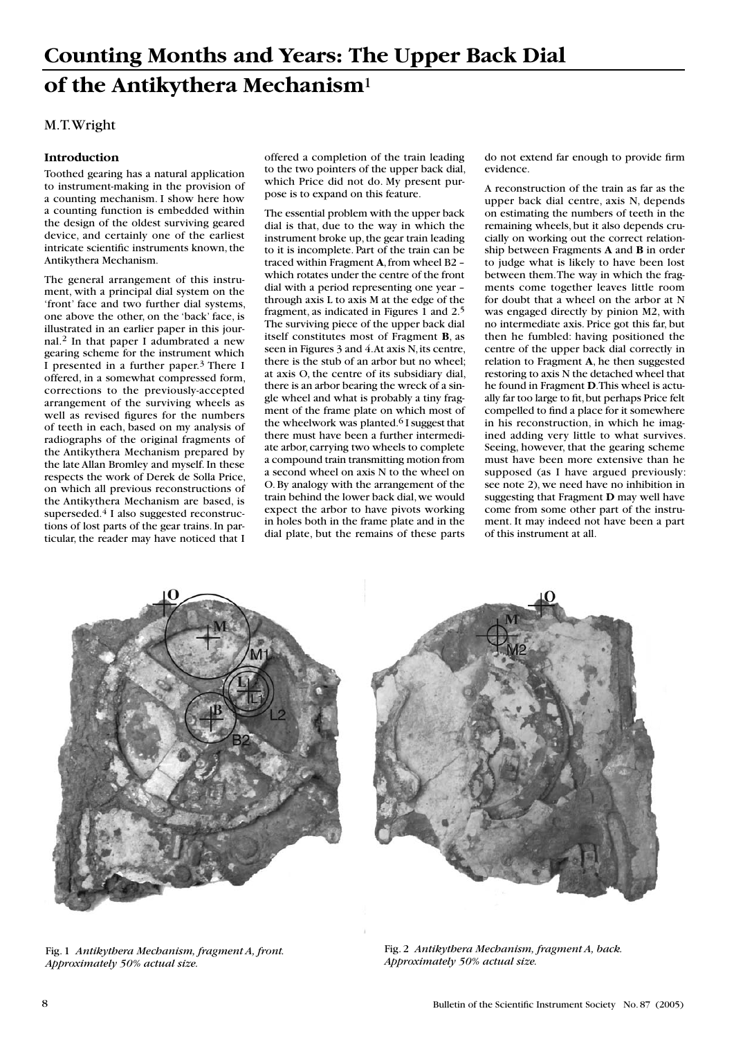# Counting Months and Years: The Upper Back Dial of the Antikythera Mechanism[1]

M.T. Wright

## Introduction

Toothed gearing has a natural application to instrument-making in the provision of a counting mechanism. I show here how a counting function is embedded within the design of the oldest surviving geared device, and certainly one of the earliest intricate scientific instruments known, the Antikythera Mechanism.

The general arrangement of this instrument, with a principal dial system on the 'front' face and two further dial systems, one above the other, on the 'back' face, is illustrated in an earlier paper in this journal.[2] In that paper I adumbrated a new gearing scheme for the instrument which I presented in a further paper.[3] There I offered, in a somewhat compressed form, corrections to the previously-accepted arrangement of the surviving wheels as well as revised figures for the numbers of teeth in each, based on my analysis of radiographs of the original fragments of the Antikythera Mechanism prepared by the late Allan Bromley and myself. In these respects the work of Derek de Solla Price, on which all previous reconstructions of the Antikythera Mechanism are based, is superseded.[4] I also suggested reconstructions of lost parts of the gear trains. In particular, the reader may have noticed that I offered a completion of the train leading to the two pointers of the upper back dial, which Price did not do. My present purpose is to expand on this feature.

The essential problem with the upper back dial is that, due to the way in which the instrument broke up, the gear train leading to it is incomplete. Part of the train can be traced within Fragment **A**, from wheel B2 – which rotates under the centre of the front dial with a period representing one year – through axis L to axis M at the edge of the fragment, as indicated in Figures 1 and 2.[5] The surviving piece of the upper back dial itself constitutes most of Fragment **B**, as seen in Figures 3 and 4. At axis N, its centre, there is the stub of an arbor but no wheel; at axis O, the centre of its subsidiary dial, there is an arbor bearing the wreck of a single wheel and what is probably a tiny fragment of the frame plate on which most of the wheelwork was planted.[6] I suggest that there must have been a further intermediate arbor, carrying two wheels to complete a compound train transmitting motion from a second wheel on axis N to the wheel on O. By analogy with the arrangement of the train behind the lower back dial, we would expect the arbor to have pivots working in holes both in the frame plate and in the dial plate, but the remains of these parts do not extend far enough to provide firm evidence.

A reconstruction of the train as far as the upper back dial centre, axis N, depends on estimating the numbers of teeth in the remaining wheels, but it also depends crucially on working out the correct relationship between Fragments **A** and **B** in order to judge what is likely to have been lost between them. The way in which the fragments come together leaves little room for doubt that a wheel on the arbor at N was engaged directly by pinion M2, with no intermediate axis. Price got this far, but then he fumbled: having positioned the centre of the upper back dial correctly in relation to Fragment **A**, he then suggested restoring to axis N the detached wheel that he found in Fragment **D**. This wheel is actually far too large to fit, but perhaps Price felt compelled to find a place for it somewhere in his reconstruction, in which he imagined adding very little to what survives. Seeing, however, that the gearing scheme must have been more extensive than he supposed (as I have argued previously: see note 2), we need have no inhibition in suggesting that Fragment **D** may well have come from some other part of the instrument. It may indeed not have been a part of this instrument at all.

Fig. 1 *Antikythera Mechanism, fragment A, front. Approximately 50% actual size.*

Fig. 2 *Antikythera Mechanism, fragment A, back. Approximately 50% actual size.*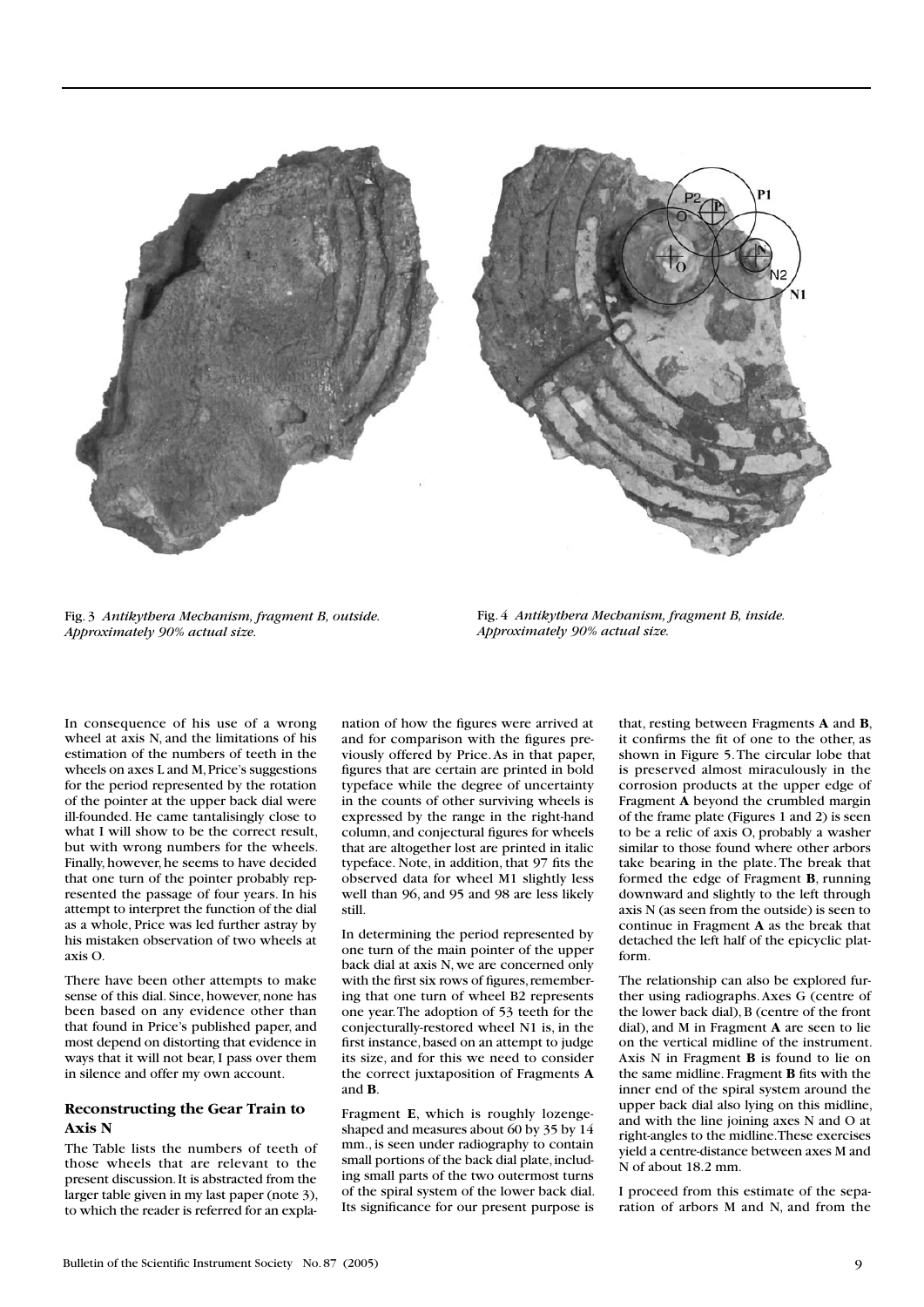Fig. 3 *Antikythera Mechanism, fragment B, outside. Approximately 90% actual size.*

Fig. 4 *Antikythera Mechanism, fragment B, inside. Approximately 90% actual size.*

In consequence of his use of a wrong wheel at axis N, and the limitations of his estimation of the numbers of teeth in the wheels on axes L and M, Price's suggestions for the period represented by the rotation of the pointer at the upper back dial were ill-founded. He came tantalisingly close to what I will show to be the correct result, but with wrong numbers for the wheels. Finally, however, he seems to have decided that one turn of the pointer probably represented the passage of four years. In his attempt to interpret the function of the dial as a whole, Price was led further astray by his mistaken observation of two wheels at axis O.

There have been other attempts to make sense of this dial. Since, however, none has been based on any evidence other than that found in Price's published paper, and most depend on distorting that evidence in ways that it will not bear, I pass over them in silence and offer my own account.

## Reconstructing the Gear Train to Axis N

The Table lists the numbers of teeth of those wheels that are relevant to the present discussion. It is abstracted from the larger table given in my last paper (note 3), to which the reader is referred for an explanation of how the figures were arrived at and for comparison with the figures previously offered by Price. As in that paper, figures that are certain are printed in bold typeface while the degree of uncertainty in the counts of other surviving wheels is expressed by the range in the right-hand column, and conjectural figures for wheels that are altogether lost are printed in italic typeface. Note, in addition, that 97 fits the observed data for wheel M1 slightly less well than 96, and 95 and 98 are less likely still.

In determining the period represented by one turn of the main pointer of the upper back dial at axis N, we are concerned only with the first six rows of figures, remembering that one turn of wheel B2 represents one year. The adoption of 53 teeth for the conjecturally-restored wheel N1 is, in the first instance, based on an attempt to judge its size, and for this we need to consider the correct juxtaposition of Fragments **A** and **B**.

Fragment **E**, which is roughly lozenge-shaped and measures about 60 by 35 by 14 mm., is seen under radiography to contain small portions of the back dial plate, including small parts of the two outermost turns of the spiral system of the lower back dial. Its significance for our present purpose is that, resting between Fragments **A** and **B**, it confirms the fit of one to the other, as shown in Figure 5. The circular lobe that is preserved almost miraculously in the corrosion products at the upper edge of Fragment **A** beyond the crumbled margin of the frame plate (Figures 1 and 2) is seen to be a relic of axis O, probably a washer similar to those found where other arbors take bearing in the plate. The break that formed the edge of Fragment **B**, running downward and slightly to the left through axis N (as seen from the outside) is seen to continue in Fragment **A** as the break that detached the left half of the epicyclic platform.

The relationship can also be explored further using radiographs. Axes G (centre of the lower back dial), B (centre of the front dial), and M in Fragment **A** are seen to lie on the vertical midline of the instrument. Axis N in Fragment **B** is found to lie on the same midline. Fragment **B** fits with the inner end of the spiral system around the upper back dial also lying on this midline, and with the line joining axes N and O at right-angles to the midline. These exercises yield a centre-distance between axes M and N of about 18.2 mm.

I proceed from this estimate of the separation of arbors M and N, and from the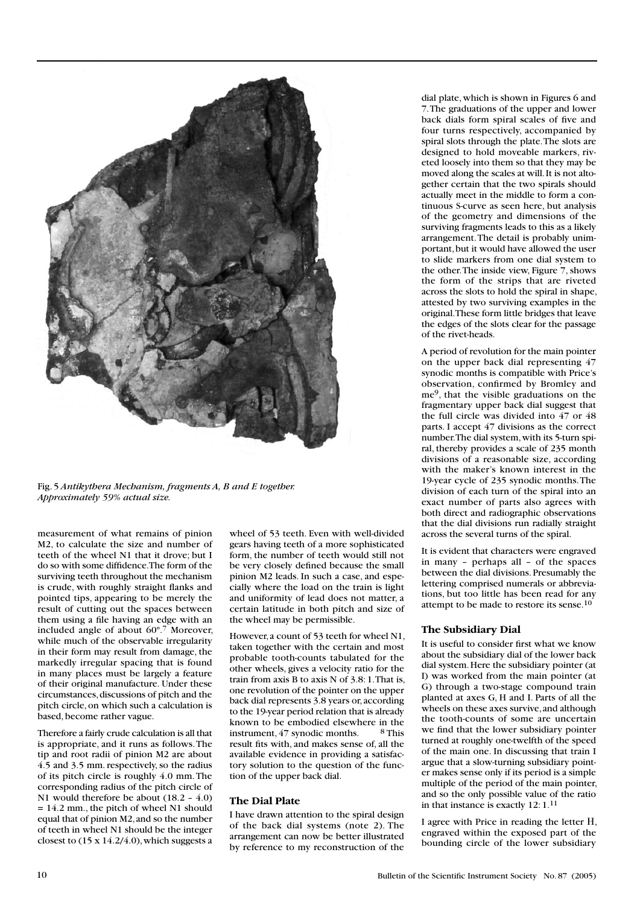Fig. 5 *Antikythera Mechanism, fragments A, B and E together. Approximately 59% actual size.*

measurement of what remains of pinion M2, to calculate the size and number of teeth of the wheel N1 that it drove; but I do so with some diffidence. The form of the surviving teeth throughout the mechanism is crude, with roughly straight flanks and pointed tips, appearing to be merely the result of cutting out the spaces between them using a file having an edge with an included angle of about 60°.[7] Moreover, while much of the observable irregularity in their form may result from damage, the markedly irregular spacing that is found in many places must be largely a feature of their original manufacture. Under these circumstances, discussions of pitch and the pitch circle, on which such a calculation is based, become rather vague.

Therefore a fairly crude calculation is all that is appropriate, and it runs as follows. The tip and root radii of pinion M2 are about 4.5 and 3.5 mm. respectively, so the radius of its pitch circle is roughly 4.0 mm. The corresponding radius of the pitch circle of N1 would therefore be about (18.2 – 4.0) = 14.2 mm., the pitch of wheel N1 should equal that of pinion M2, and so the number of teeth in wheel N1 should be the integer closest to (15 x 14.2/4.0), which suggests a wheel of 53 teeth. Even with well-divided gears having teeth of a more sophisticated form, the number of teeth would still not be very closely defined because the small pinion M2 leads. In such a case, and especially where the load on the train is light and uniformity of lead does not matter, a certain latitude in both pitch and size of the wheel may be permissible.

However, a count of 53 teeth for wheel N1, taken together with the certain and most probable tooth-counts tabulated for the other wheels, gives a velocity ratio for the train from axis B to axis N of 3.8: 1. That is, one revolution of the pointer on the upper back dial represents 3.8 years or, according to the 19-year period relation that is already known to be embodied elsewhere in the instrument, 47 synodic months.[8] This result fits with, and makes sense of, all the available evidence in providing a satisfactory solution to the question of the function of the upper back dial.

## The Dial Plate

I have drawn attention to the spiral design of the back dial systems (note 2). The arrangement can now be better illustrated by reference to my reconstruction of the dial plate, which is shown in Figures 6 and 7. The graduations of the upper and lower back dials form spiral scales of five and four turns respectively, accompanied by spiral slots through the plate. The slots are designed to hold moveable markers, riveted loosely into them so that they may be moved along the scales at will. It is not altogether certain that the two spirals should actually meet in the middle to form a continuous S-curve as seen here, but analysis of the geometry and dimensions of the surviving fragments leads to this as a likely arrangement. The detail is probably unimportant, but it would have allowed the user to slide markers from one dial system to the other. The inside view, Figure 7, shows the form of the strips that are riveted across the slots to hold the spiral in shape, attested by two surviving examples in the original. These form little bridges that leave the edges of the slots clear for the passage of the rivet-heads.

A period of revolution for the main pointer on the upper back dial representing 47 synodic months is compatible with Price's observation, confirmed by Bromley and me[9], that the visible graduations on the fragmentary upper back dial suggest that the full circle was divided into 47 or 48 parts. I accept 47 divisions as the correct number. The dial system, with its 5-turn spiral, thereby provides a scale of 235 month divisions of a reasonable size, according with the maker's known interest in the 19-year cycle of 235 synodic months. The division of each turn of the spiral into an exact number of parts also agrees with both direct and radiographic observations that the dial divisions run radially straight across the several turns of the spiral.

It is evident that characters were engraved in many – perhaps all – of the spaces between the dial divisions. Presumably the lettering comprised numerals or abbreviations, but too little has been read for any attempt to be made to restore its sense.[10]

## The Subsidiary Dial

It is useful to consider first what we know about the subsidiary dial of the lower back dial system. Here the subsidiary pointer (at I) was worked from the main pointer (at G) through a two-stage compound train planted at axes G, H and I. Parts of all the wheels on these axes survive, and although the tooth-counts of some are uncertain we find that the lower subsidiary pointer turned at roughly one-twelfth of the speed of the main one. In discussing that train I argue that a slow-turning subsidiary pointer makes sense only if its period is a simple multiple of the period of the main pointer, and so the only possible value of the ratio in that instance is exactly 12: 1.[11]

I agree with Price in reading the letter H, engraved within the exposed part of the bounding circle of the lower subsidiary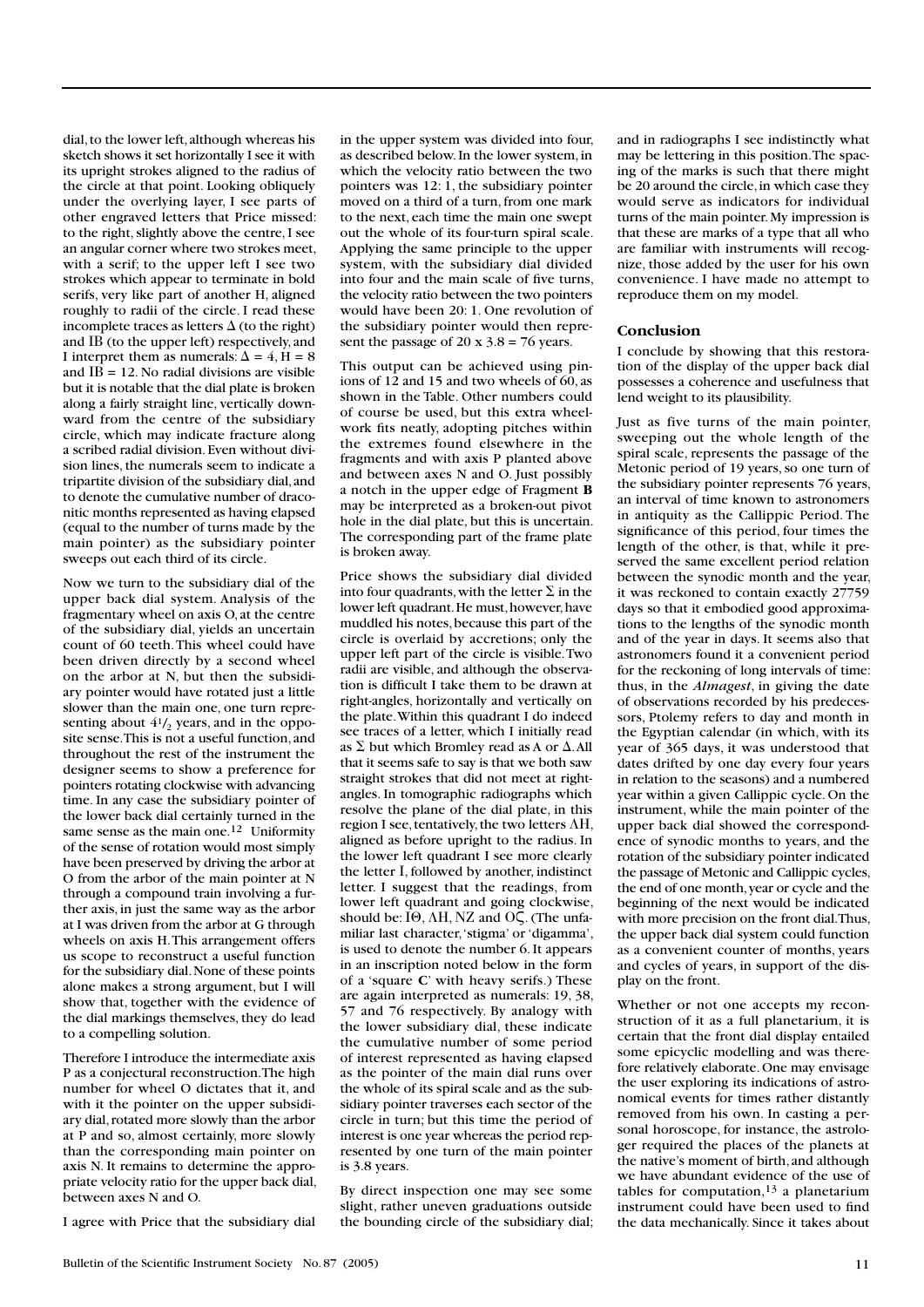dial, to the lower left, although whereas his sketch shows it set horizontally I see it with its upright strokes aligned to the radius of the circle at that point. Looking obliquely under the overlying layer, I see parts of other engraved letters that Price missed: to the right, slightly above the centre, I see an angular corner where two strokes meet, with a serif; to the upper left I see two strokes which appear to terminate in bold serifs, very like part of another H, aligned roughly to radii of the circle. I read these incomplete traces as letters Δ (to the right) and ΙΒ (to the upper left) respectively, and I interpret them as numerals: Δ = 4, H = 8 and ΙΒ = 12. No radial divisions are visible but it is notable that the dial plate is broken along a fairly straight line, vertically downward from the centre of the subsidiary circle, which may indicate fracture along a scribed radial division. Even without division lines, the numerals seem to indicate a tripartite division of the subsidiary dial, and to denote the cumulative number of draconitic months represented as having elapsed (equal to the number of turns made by the main pointer) as the subsidiary pointer sweeps out each third of its circle.

Now we turn to the subsidiary dial of the upper back dial system. Analysis of the fragmentary wheel on axis O, at the centre of the subsidiary dial, yields an uncertain count of 60 teeth. This wheel could have been driven directly by a second wheel on the arbor at N, but then the subsidiary pointer would have rotated just a little slower than the main one, one turn representing about $4^1/_2$ years, and in the opposite sense. This is not a useful function, and throughout the rest of the instrument the designer seems to show a preference for pointers rotating clockwise with advancing time. In any case the subsidiary pointer of the lower back dial certainly turned in the same sense as the main one.[12] Uniformity of the sense of rotation would most simply have been preserved by driving the arbor at O from the arbor of the main pointer at N through a compound train involving a further axis, in just the same way as the arbor at I was driven from the arbor at G through wheels on axis H. This arrangement offers us scope to reconstruct a useful function for the subsidiary dial. None of these points alone makes a strong argument, but I will show that, together with the evidence of the dial markings themselves, they do lead to a compelling solution.

Therefore I introduce the intermediate axis P as a conjectural reconstruction. The high number for wheel O dictates that it, and with it the pointer on the upper subsidiary dial, rotated more slowly than the arbor at P and so, almost certainly, more slowly than the corresponding main pointer on axis N. It remains to determine the appropriate velocity ratio for the upper back dial, between axes N and O.

I agree with Price that the subsidiary dial in the upper system was divided into four, as described below. In the lower system, in which the velocity ratio between the two pointers was 12: 1, the subsidiary pointer moved on a third of a turn, from one mark to the next, each time the main one swept out the whole of its four-turn spiral scale. Applying the same principle to the upper system, with the subsidiary dial divided into four and the main scale of five turns, the velocity ratio between the two pointers would have been 20: 1. One revolution of the subsidiary pointer would then represent the passage of 20 x 3.8 = 76 years.

This output can be achieved using pinions of 12 and 15 and two wheels of 60, as shown in the Table. Other numbers could of course be used, but this extra wheelwork fits neatly, adopting pitches within the extremes found elsewhere in the fragments and with axis P planted above and between axes N and O. Just possibly a notch in the upper edge of Fragment **B** may be interpreted as a broken-out pivot hole in the dial plate, but this is uncertain. The corresponding part of the frame plate is broken away.

Price shows the subsidiary dial divided into four quadrants, with the letter Σ in the lower left quadrant. He must, however, have muddled his notes, because this part of the circle is overlaid by accretions; only the upper left part of the circle is visible. Two radii are visible, and although the observation is difficult I take them to be drawn at right-angles, horizontally and vertically on the plate. Within this quadrant I do indeed see traces of a letter, which I initially read as Σ but which Bromley read as Λ or Δ. All that it seems safe to say is that we both saw straight strokes that did not meet at right-angles. In tomographic radiographs which resolve the plane of the dial plate, in this region I see, tentatively, the two letters ΛΗ, aligned as before upright to the radius. In the lower left quadrant I see more clearly the letter Ι, followed by another, indistinct letter. I suggest that the readings, from lower left quadrant and going clockwise, should be: ΙΘ, ΛΗ, ΝΖ and ΟϚ. (The unfamiliar last character, 'stigma' or 'digamma', is used to denote the number 6. It appears in an inscription noted below in the form of a 'square **C**' with heavy serifs.) These are again interpreted as numerals: 19, 38, 57 and 76 respectively. By analogy with the lower subsidiary dial, these indicate the cumulative number of some period of interest represented as having elapsed as the pointer of the main dial runs over the whole of its spiral scale and as the subsidiary pointer traverses each sector of the circle in turn; but this time the period of interest is one year whereas the period represented by one turn of the main pointer is 3.8 years.

By direct inspection one may see some slight, rather uneven graduations outside the bounding circle of the subsidiary dial; and in radiographs I see indistinctly what may be lettering in this position. The spacing of the marks is such that there might be 20 around the circle, in which case they would serve as indicators for individual turns of the main pointer. My impression is that these are marks of a type that all who are familiar with instruments will recognize, those added by the user for his own convenience. I have made no attempt to reproduce them on my model.

## Conclusion

I conclude by showing that this restoration of the display of the upper back dial possesses a coherence and usefulness that lend weight to its plausibility.

Just as five turns of the main pointer, sweeping out the whole length of the spiral scale, represents the passage of the Metonic period of 19 years, so one turn of the subsidiary pointer represents 76 years, an interval of time known to astronomers in antiquity as the Callippic Period. The significance of this period, four times the length of the other, is that, while it preserved the same excellent period relation between the synodic month and the year, it was reckoned to contain exactly 27759 days so that it embodied good approximations to the lengths of the synodic month and of the year in days. It seems also that astronomers found it a convenient period for the reckoning of long intervals of time: thus, in the *Almagest*, in giving the date of observations recorded by his predecessors, Ptolemy refers to day and month in the Egyptian calendar (in which, with its year of 365 days, it was understood that dates drifted by one day every four years in relation to the seasons) and a numbered year within a given Callippic cycle. On the instrument, while the main pointer of the upper back dial showed the correspondence of synodic months to years, and the rotation of the subsidiary pointer indicated the passage of Metonic and Callippic cycles, the end of one month, year or cycle and the beginning of the next would be indicated with more precision on the front dial. Thus, the upper back dial system could function as a convenient counter of months, years and cycles of years, in support of the display on the front.

Whether or not one accepts my reconstruction of it as a full planetarium, it is certain that the front dial display entailed some epicyclic modelling and was therefore relatively elaborate. One may envisage the user exploring its indications of astronomical events for times rather distantly removed from his own. In casting a personal horoscope, for instance, the astrologer required the places of the planets at the native's moment of birth, and although we have abundant evidence of the use of tables for computation,[13] a planetarium instrument could have been used to find the data mechanically. Since it takes about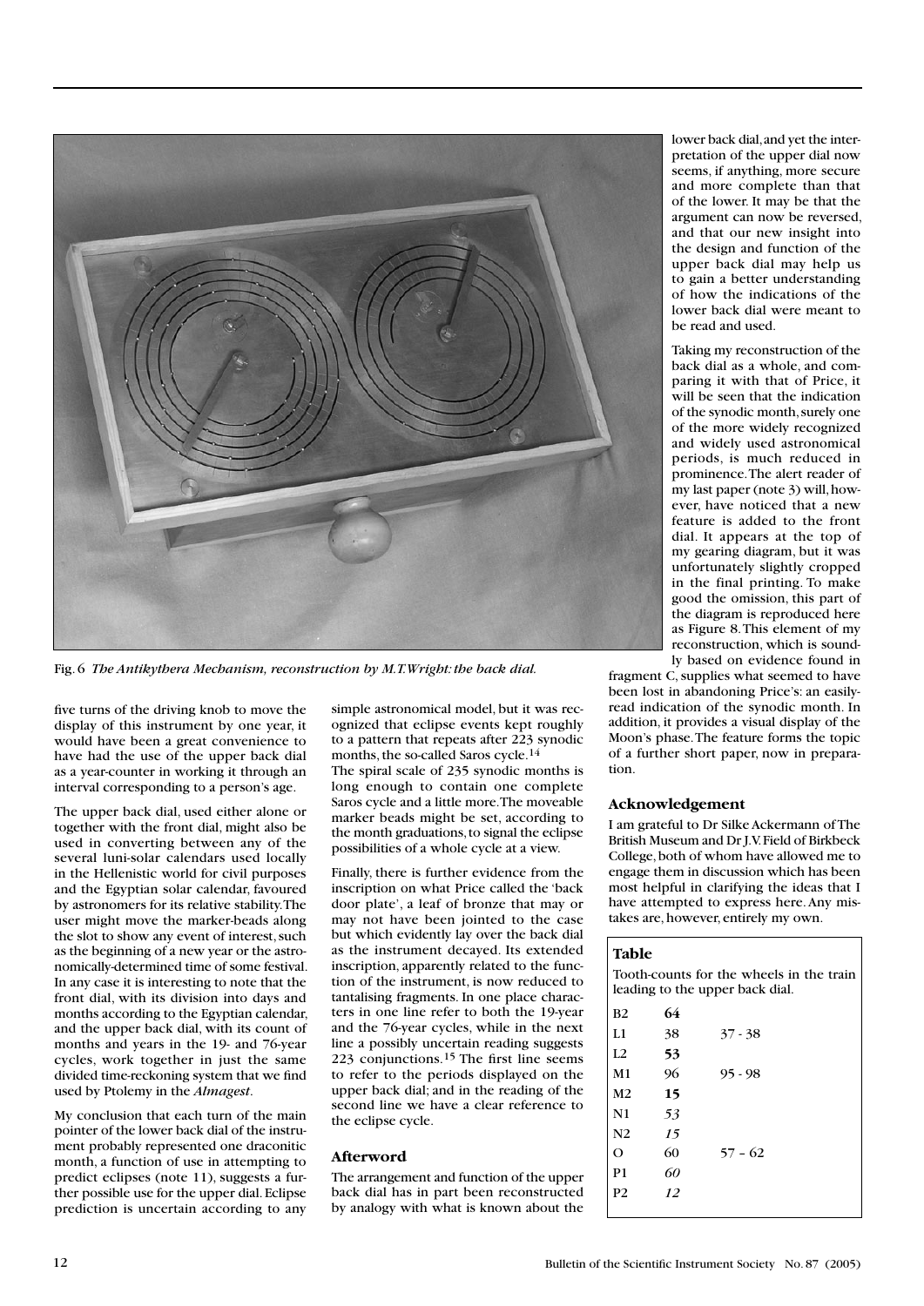Fig. 6 *The Antikythera Mechanism, reconstruction by M.T.Wright: the back dial.*

five turns of the driving knob to move the display of this instrument by one year, it would have been a great convenience to have had the use of the upper back dial as a year-counter in working it through an interval corresponding to a person's age.

The upper back dial, used either alone or together with the front dial, might also be used in converting between any of the several luni-solar calendars used locally in the Hellenistic world for civil purposes and the Egyptian solar calendar, favoured by astronomers for its relative stability. The user might move the marker-beads along the slot to show any event of interest, such as the beginning of a new year or the astronomically-determined time of some festival. In any case it is interesting to note that the front dial, with its division into days and months according to the Egyptian calendar, and the upper back dial, with its count of months and years in the 19- and 76-year cycles, work together in just the same divided time-reckoning system that we find used by Ptolemy in the *Almagest*.

My conclusion that each turn of the main pointer of the lower back dial of the instrument probably represented one draconitic month, a function of use in attempting to predict eclipses (note 11), suggests a further possible use for the upper dial. Eclipse prediction is uncertain according to any simple astronomical model, but it was recognized that eclipse events kept roughly to a pattern that repeats after 223 synodic months, the so-called Saros cycle.[14]

The spiral scale of 235 synodic months is long enough to contain one complete Saros cycle and a little more. The moveable marker beads might be set, according to the month graduations, to signal the eclipse possibilities of a whole cycle at a view.

Finally, there is further evidence from the inscription on what Price called the 'back door plate', a leaf of bronze that may or may not have been jointed to the case but which evidently lay over the back dial as the instrument decayed. Its extended inscription, apparently related to the function of the instrument, is now reduced to tantalising fragments. In one place characters in one line refer to both the 19-year and the 76-year cycles, while in the next line a possibly uncertain reading suggests 223 conjunctions.[15] The first line seems to refer to the periods displayed on the upper back dial; and in the reading of the second line we have a clear reference to the eclipse cycle.

## Afterword

The arrangement and function of the upper back dial has in part been reconstructed by analogy with what is known about the lower back dial, and yet the interpretation of the upper dial now seems, if anything, more secure and more complete than that of the lower. It may be that the argument can now be reversed, and that our new insight into the design and function of the upper back dial may help us to gain a better understanding of how the indications of the lower back dial were meant to be read and used.

Taking my reconstruction of the back dial as a whole, and comparing it with that of Price, it will be seen that the indication of the synodic month, surely one of the more widely recognized and widely used astronomical periods, is much reduced in prominence. The alert reader of my last paper (note 3) will, however, have noticed that a new feature is added to the front dial. It appears at the top of my gearing diagram, but it was unfortunately slightly cropped in the final printing. To make good the omission, this part of the diagram is reproduced here as Figure 8. This element of my reconstruction, which is soundly based on evidence found in fragment C, supplies what seemed to have been lost in abandoning Price's: an easily-read indication of the synodic month. In addition, it provides a visual display of the Moon's phase. The feature forms the topic of a further short paper, now in preparation.

## Acknowledgement

I am grateful to Dr Silke Ackermann of The British Museum and Dr J.V. Field of Birkbeck College, both of whom have allowed me to engage them in discussion which has been most helpful in clarifying the ideas that I have attempted to express here. Any mistakes are, however, entirely my own.

### Table

Tooth-counts for the wheels in the train leading to the upper back dial.

| | | |
|---|---|---|
| B2 | **64** | |
| L1 | 38 | 37 - 38 |
| L2 | **53** | |
| M1 | 96 | 95 - 98 |
| M2 | **15** | |
| N1 | *53* | |
| N2 | *15* | |
| O | 60 | 57 – 62 |
| P1 | *60* | |
| P2 | *12* | |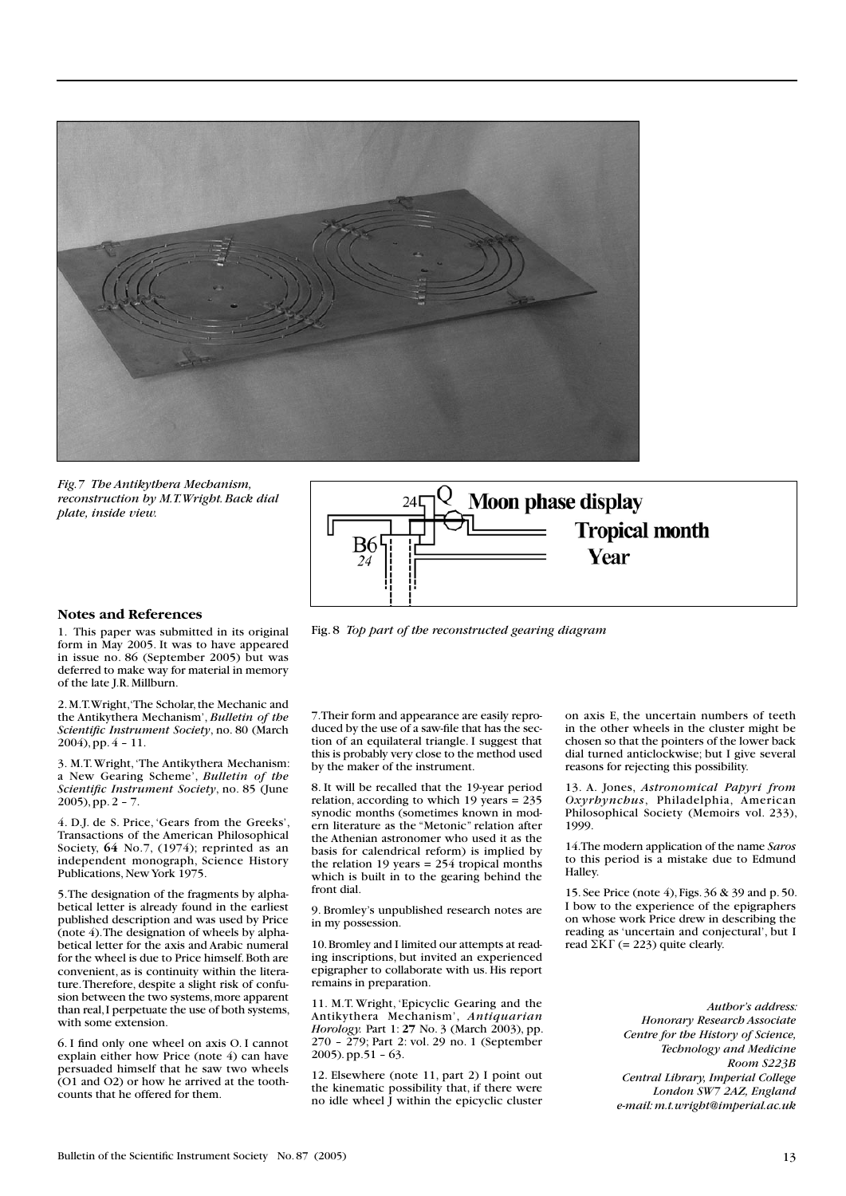*Fig.7 The Antikythera Mechanism, reconstruction by M.T.Wright. Back dial plate, inside view.*

24 Q Moon phase display
Tropical month
B6 24
Year

Fig. 8 *Top part of the reconstructed gearing diagram*

## Notes and References

1. This paper was submitted in its original form in May 2005. It was to have appeared in issue no. 86 (September 2005) but was deferred to make way for material in memory of the late J.R. Millburn.

2. M.T.Wright, 'The Scholar, the Mechanic and the Antikythera Mechanism', *Bulletin of the Scientific Instrument Society*, no. 80 (March 2004), pp. 4 – 11.

3. M.T. Wright, 'The Antikythera Mechanism: a New Gearing Scheme', *Bulletin of the Scientific Instrument Society*, no. 85 (June 2005), pp. 2 – 7.

4. D.J. de S. Price, 'Gears from the Greeks', Transactions of the American Philosophical Society, **64** No.7, (1974); reprinted as an independent monograph, Science History Publications, New York 1975.

5. The designation of the fragments by alphabetical letter is already found in the earliest published description and was used by Price (note 4). The designation of wheels by alphabetical letter for the axis and Arabic numeral for the wheel is due to Price himself. Both are convenient, as is continuity within the literature. Therefore, despite a slight risk of confusion between the two systems, more apparent than real, I perpetuate the use of both systems, with some extension.

6. I find only one wheel on axis O. I cannot explain either how Price (note 4) can have persuaded himself that he saw two wheels (O1 and O2) or how he arrived at the tooth-counts that he offered for them.

7. Their form and appearance are easily reproduced by the use of a saw-file that has the section of an equilateral triangle. I suggest that this is probably very close to the method used by the maker of the instrument.

8. It will be recalled that the 19-year period relation, according to which 19 years = 235 synodic months (sometimes known in modern literature as the "Metonic" relation after the Athenian astronomer who used it as the basis for calendrical reform) is implied by the relation 19 years = 254 tropical months which is built in to the gearing behind the front dial.

9. Bromley's unpublished research notes are in my possession.

10. Bromley and I limited our attempts at reading inscriptions, but invited an experienced epigrapher to collaborate with us. His report remains in preparation.

11. M.T. Wright, 'Epicyclic Gearing and the Antikythera Mechanism', *Antiquarian Horology.* Part 1: **27** No. 3 (March 2003), pp. 270 – 279; Part 2: vol. 29 no. 1 (September 2005). pp.51 – 63.

12. Elsewhere (note 11, part 2) I point out the kinematic possibility that, if there were no idle wheel J within the epicyclic cluster on axis E, the uncertain numbers of teeth in the other wheels in the cluster might be chosen so that the pointers of the lower back dial turned anticlockwise; but I give several reasons for rejecting this possibility.

13. A. Jones, *Astronomical Papyri from Oxyrhynchus*, Philadelphia, American Philosophical Society (Memoirs vol. 233), 1999.

14. The modern application of the name *Saros* to this period is a mistake due to Edmund Halley.

15. See Price (note 4), Figs. 36 & 39 and p. 50. I bow to the experience of the epigraphers on whose work Price drew in describing the reading as 'uncertain and conjectural', but I read ΣΚΓ (= 223) quite clearly.

*Author's address:*
*Honorary Research Associate*
*Centre for the History of Science, Technology and Medicine*
*Room S223B*
*Central Library, Imperial College*
*London SW7 2AZ, England*
*e-mail: m.t.wright@imperial.ac.uk*